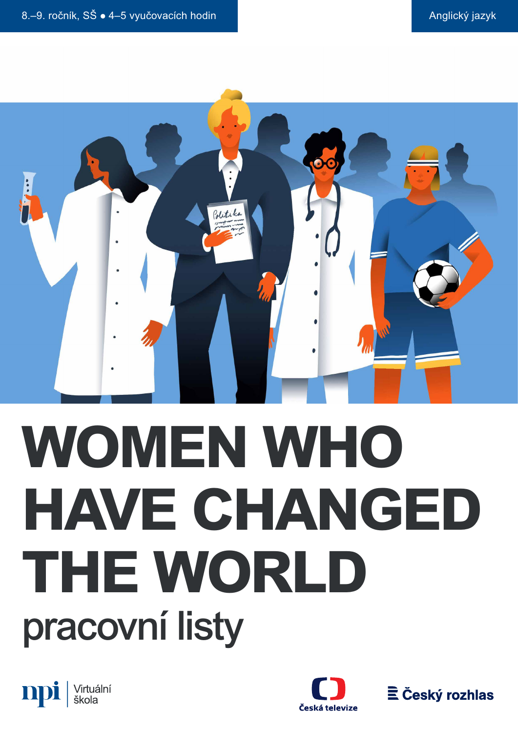8.–9. ročník, SŠ • 4–5 vyučovacích hodin

Anglický jazyk

# WOMEN WHO HAVE CHANGED THE WORLD

## pracovní listy

npi Virtuální škola

Česká televize

Český rozhlas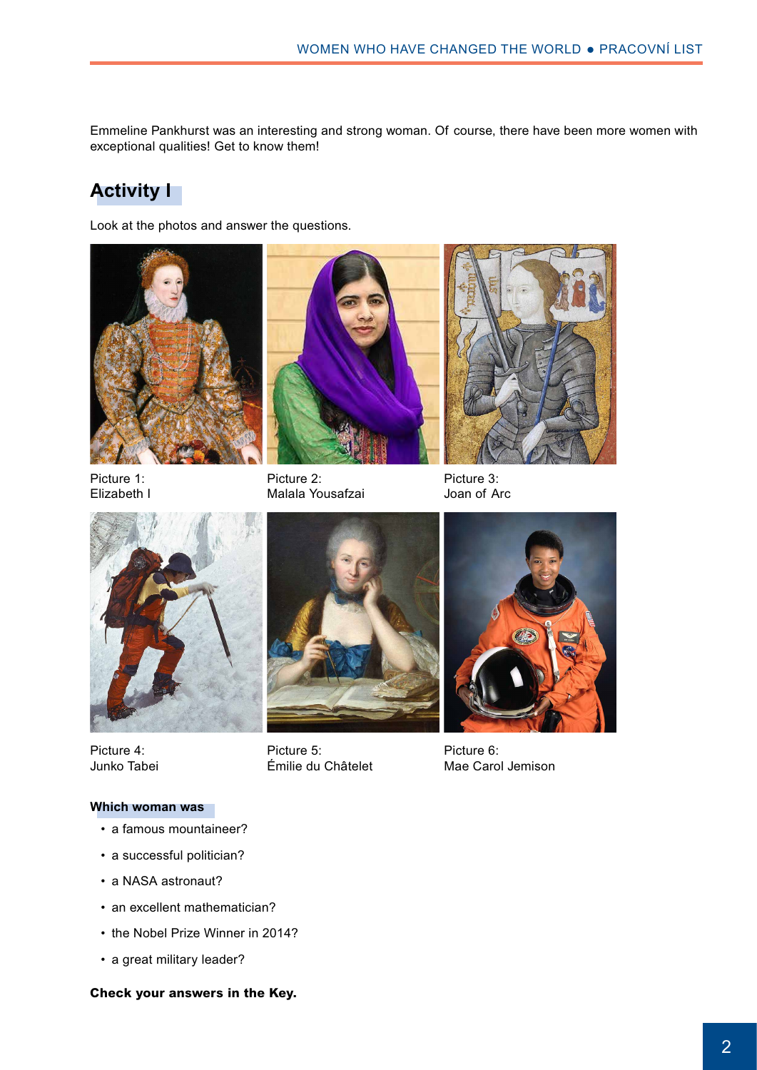Emmeline Pankhurst was an interesting and strong woman. Of course, there have been more women with exceptional qualities! Get to know them!

## Activity I

Look at the photos and answer the questions.

Picture 1:
Elizabeth I

Picture 2:
Malala Yousafzai

Picture 3:
Joan of Arc

Picture 4:
Junko Tabei

Picture 5:
Émilie du Châtelet

Picture 6:
Mae Carol Jemison

**Which woman was**

- a famous mountaineer?
- a successful politician?
- a NASA astronaut?
- an excellent mathematician?
- the Nobel Prize Winner in 2014?
- a great military leader?

**Check your answers in the Key.**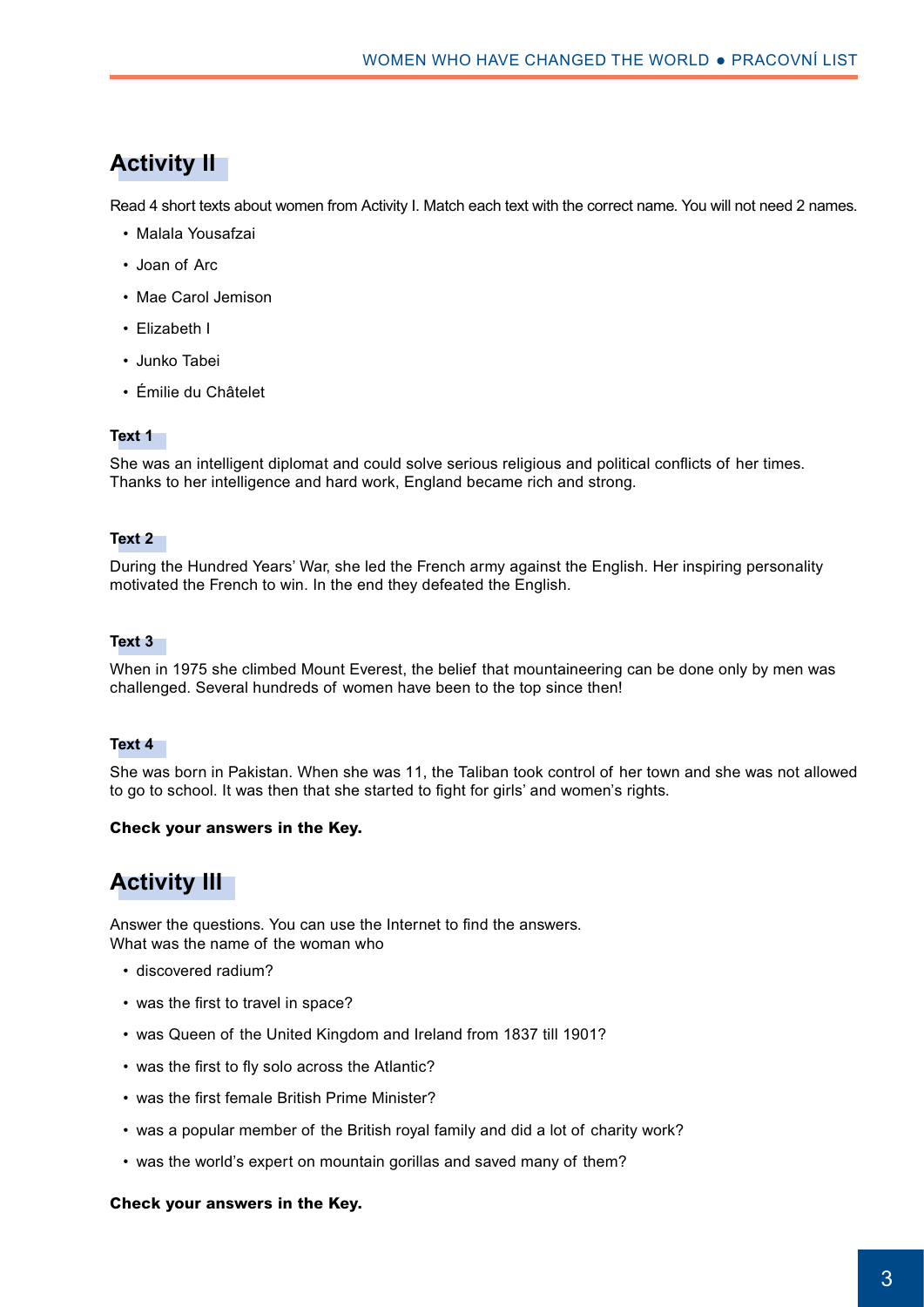## Activity II

Read 4 short texts about women from Activity I. Match each text with the correct name. You will not need 2 names.

- Malala Yousafzai
- Joan of Arc
- Mae Carol Jemison
- Elizabeth I
- Junko Tabei
- Émilie du Châtelet

### Text 1

She was an intelligent diplomat and could solve serious religious and political conflicts of her times. Thanks to her intelligence and hard work, England became rich and strong.

### Text 2

During the Hundred Years' War, she led the French army against the English. Her inspiring personality motivated the French to win. In the end they defeated the English.

### Text 3

When in 1975 she climbed Mount Everest, the belief that mountaineering can be done only by men was challenged. Several hundreds of women have been to the top since then!

### Text 4

She was born in Pakistan. When she was 11, the Taliban took control of her town and she was not allowed to go to school. It was then that she started to fight for girls' and women's rights.

**Check your answers in the Key.**

## Activity III

Answer the questions. You can use the Internet to find the answers.
What was the name of the woman who

- discovered radium?
- was the first to travel in space?
- was Queen of the United Kingdom and Ireland from 1837 till 1901?
- was the first to fly solo across the Atlantic?
- was the first female British Prime Minister?
- was a popular member of the British royal family and did a lot of charity work?
- was the world's expert on mountain gorillas and saved many of them?

**Check your answers in the Key.**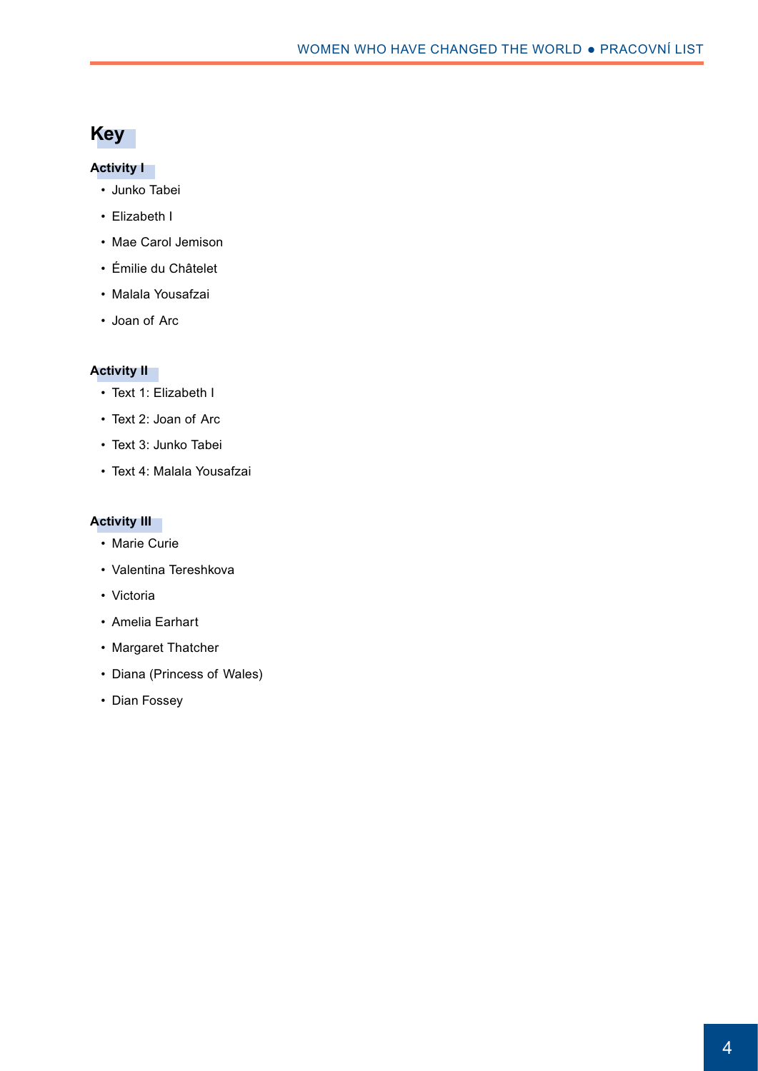# Key

### Activity I

- Junko Tabei
- Elizabeth I
- Mae Carol Jemison
- Émilie du Châtelet
- Malala Yousafzai
- Joan of Arc

### Activity II

- Text 1: Elizabeth I
- Text 2: Joan of Arc
- Text 3: Junko Tabei
- Text 4: Malala Yousafzai

### Activity III

- Marie Curie
- Valentina Tereshkova
- Victoria
- Amelia Earhart
- Margaret Thatcher
- Diana (Princess of Wales)
- Dian Fossey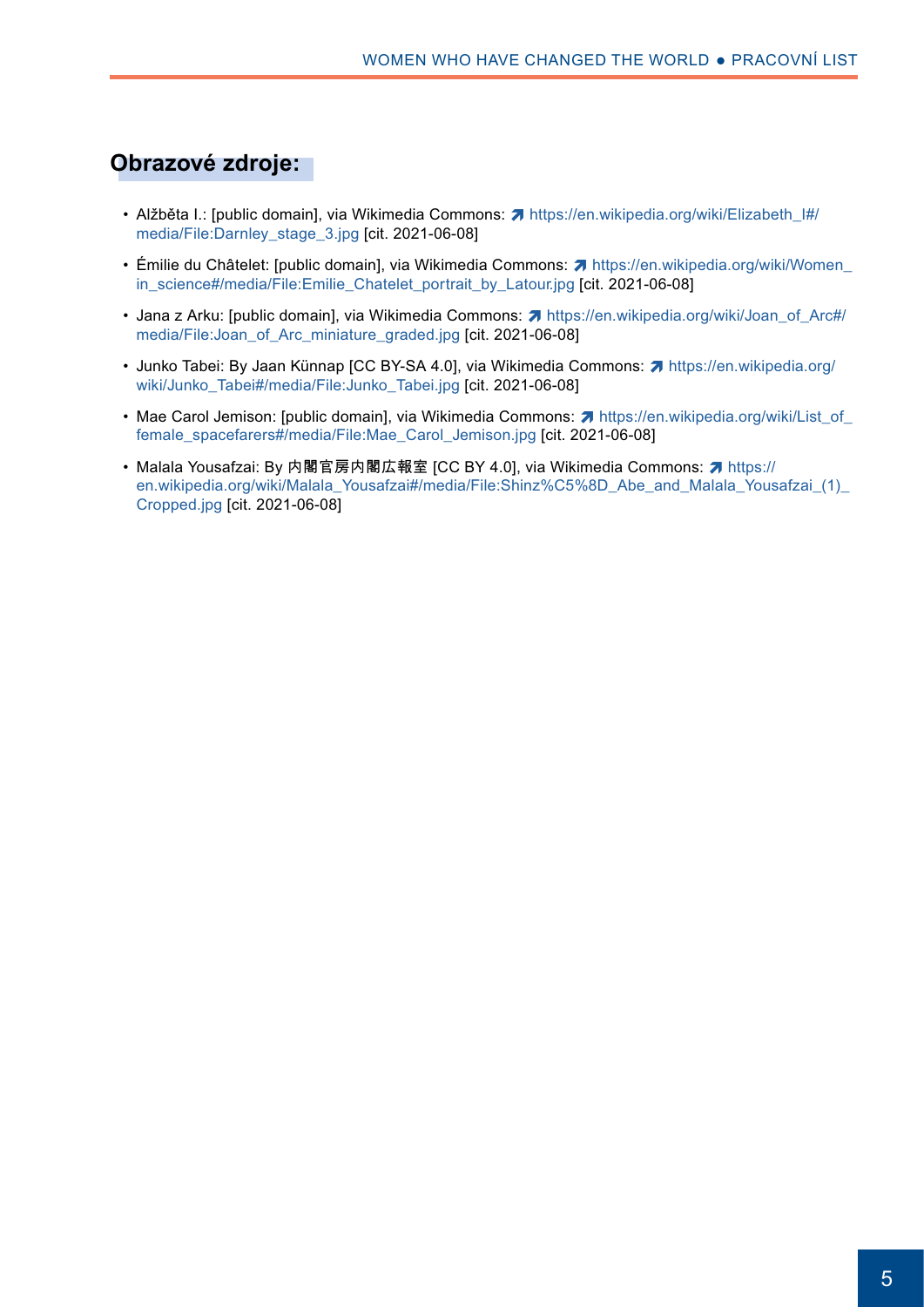## Obrazové zdroje:

- Alžběta I.: [public domain], via Wikimedia Commons: ↗ https://en.wikipedia.org/wiki/Elizabeth_I#/media/File:Darnley_stage_3.jpg [cit. 2021-06-08]
- Émilie du Châtelet: [public domain], via Wikimedia Commons: ↗ https://en.wikipedia.org/wiki/Women_in_science#/media/File:Emilie_Chatelet_portrait_by_Latour.jpg [cit. 2021-06-08]
- Jana z Arku: [public domain], via Wikimedia Commons: ↗ https://en.wikipedia.org/wiki/Joan_of_Arc#/media/File:Joan_of_Arc_miniature_graded.jpg [cit. 2021-06-08]
- Junko Tabei: By Jaan Künnap [CC BY-SA 4.0], via Wikimedia Commons: ↗ https://en.wikipedia.org/wiki/Junko_Tabei#/media/File:Junko_Tabei.jpg [cit. 2021-06-08]
- Mae Carol Jemison: [public domain], via Wikimedia Commons: ↗ https://en.wikipedia.org/wiki/List_of_female_spacefarers#/media/File:Mae_Carol_Jemison.jpg [cit. 2021-06-08]
- Malala Yousafzai: By 内閣官房内閣広報室 [CC BY 4.0], via Wikimedia Commons: ↗ https://en.wikipedia.org/wiki/Malala_Yousafzai#/media/File:Shinz%C5%8D_Abe_and_Malala_Yousafzai_(1)_Cropped.jpg [cit. 2021-06-08]